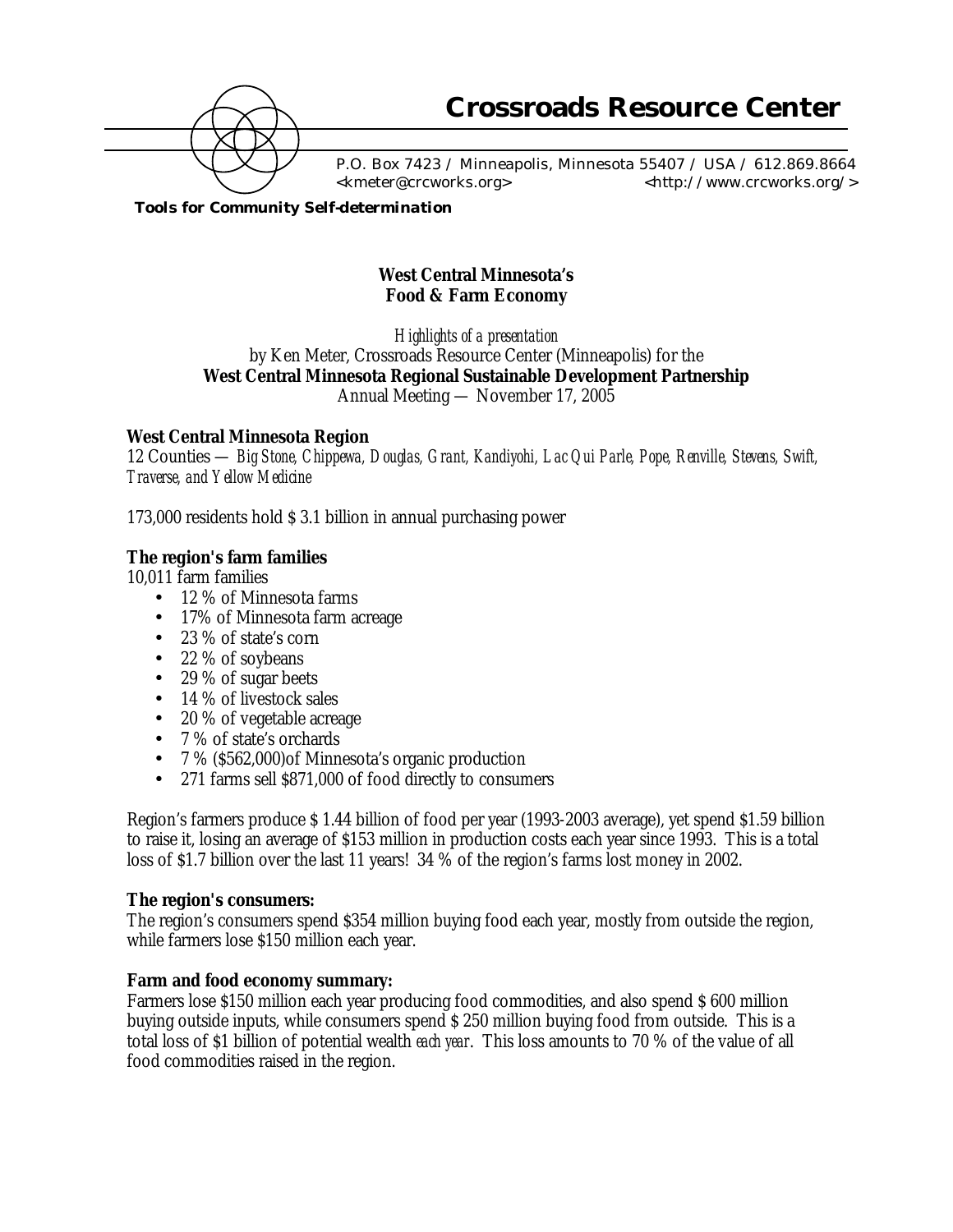# Crossroads Resource Center

P.O. Box 7423 / Minneapolis, Minnesota 55407 / USA / 612.869.8664
<kmeter@crcworks.org> <http://www.crcworks.org/>

**Tools for Community Self-determination**

## West Central Minnesota's Food & Farm Economy

*Highlights of a presentation*
by Ken Meter, Crossroads Resource Center (Minneapolis) for the
**West Central Minnesota Regional Sustainable Development Partnership**
Annual Meeting — November 17, 2005

### West Central Minnesota Region

12 Counties — *Big Stone, Chippewa, Douglas, Grant, Kandiyohi, Lac Qui Parle, Pope, Renville, Stevens, Swift, Traverse, and Yellow Medicine*

173,000 residents hold $ 3.1 billion in annual purchasing power

### The region's farm families

10,011 farm families

- 12 % of Minnesota farms
- 17% of Minnesota farm acreage
- 23 % of state's corn
- 22 % of soybeans
- 29 % of sugar beets
- 14 % of livestock sales
- 20 % of vegetable acreage
- 7 % of state's orchards
- 7 % ($562,000)of Minnesota's organic production
- 271 farms sell $871,000 of food directly to consumers

Region's farmers produce $ 1.44 billion of food per year (1993-2003 average), yet spend $1.59 billion to raise it, losing an average of $153 million in production costs each year since 1993. This is a total loss of $1.7 billion over the last 11 years! 34 % of the region's farms lost money in 2002.

### The region's consumers:

The region's consumers spend $354 million buying food each year, mostly from outside the region, while farmers lose $150 million each year.

### Farm and food economy summary:

Farmers lose $150 million each year producing food commodities, and also spend $ 600 million buying outside inputs, while consumers spend $ 250 million buying food from outside. This is a total loss of $1 billion of potential wealth *each year*. This loss amounts to 70 % of the value of all food commodities raised in the region.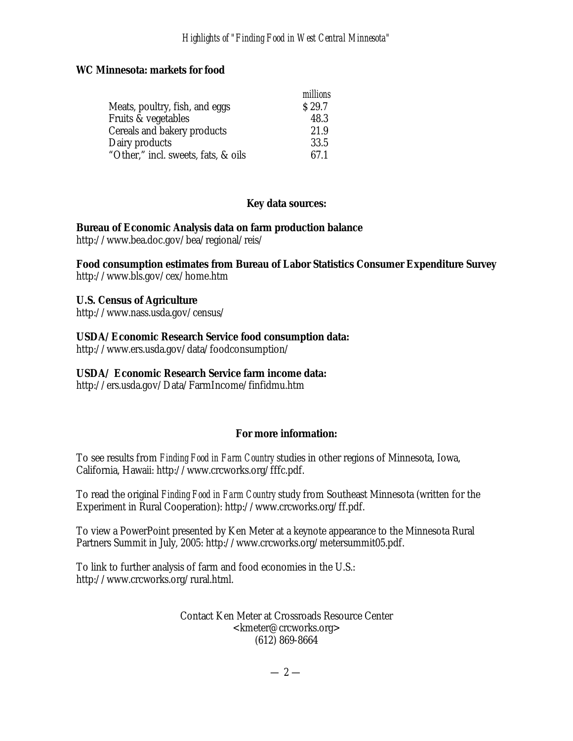**WC Minnesota: markets for food**

| | *millions* |
|---|---|
| Meats, poultry, fish, and eggs | $ 29.7 |
| Fruits & vegetables | 48.3 |
| Cereals and bakery products | 21.9 |
| Dairy products | 33.5 |
| "Other," incl. sweets, fats, & oils | 67.1 |

**Key data sources:**

**Bureau of Economic Analysis data on farm production balance**
http://www.bea.doc.gov/bea/regional/reis/

**Food consumption estimates from Bureau of Labor Statistics Consumer Expenditure Survey**
http://www.bls.gov/cex/home.htm

**U.S. Census of Agriculture**
http://www.nass.usda.gov/census/

**USDA/Economic Research Service food consumption data:**
http://www.ers.usda.gov/data/foodconsumption/

**USDA/ Economic Research Service farm income data:**
http://ers.usda.gov/Data/FarmIncome/finfidmu.htm

**For more information:**

To see results from *Finding Food in Farm Country* studies in other regions of Minnesota, Iowa, California, Hawaii: http://www.crcworks.org/fffc.pdf.

To read the original *Finding Food in Farm Country* study from Southeast Minnesota (written for the Experiment in Rural Cooperation): http://www.crcworks.org/ff.pdf.

To view a PowerPoint presented by Ken Meter at a keynote appearance to the Minnesota Rural Partners Summit in July, 2005: http://www.crcworks.org/metersummit05.pdf.

To link to further analysis of farm and food economies in the U.S.: http://www.crcworks.org/rural.html.

Contact Ken Meter at Crossroads Resource Center
<kmeter@crcworks.org>
(612) 869-8664